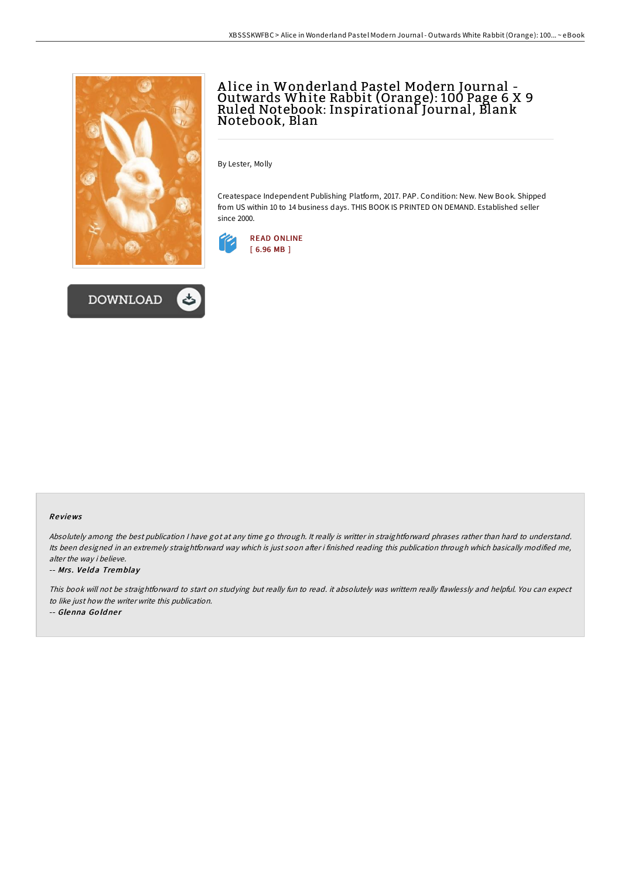# Alice in Wonderland Pastel Modern Journal - Outwards White Rabbit (Orange): 100 Page 6 X 9 Ruled Notebook: Inspirational Journal, Blank Notebook, Blan

By Lester, Molly

Createspace Independent Publishing Platform, 2017. PAP. Condition: New. New Book. Shipped from US within 10 to 14 business days. THIS BOOK IS PRINTED ON DEMAND. Established seller since 2000.

READ ONLINE
[ 6.96 MB ]

DOWNLOAD

### Reviews

*Absolutely among the best publication I have got at any time go through. It really is writter in straightforward phrases rather than hard to understand. Its been designed in an extremely straightforward way which is just soon after i finished reading this publication through which basically modified me, alter the way i believe.*

-- *Mrs. Velda Tremblay*

*This book will not be straightforward to start on studying but really fun to read. it absolutely was writtern really flawlessly and helpful. You can expect to like just how the writer write this publication.*

-- *Glenna Goldner*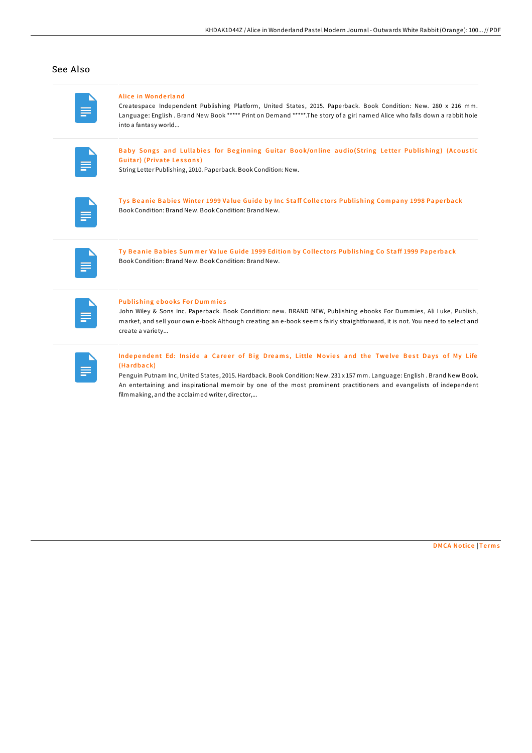## See Also

### Alice in Wonderland

Createspace Independent Publishing Platform, United States, 2015. Paperback. Book Condition: New. 280 x 216 mm. Language: English . Brand New Book ***** Print on Demand *****.The story of a girl named Alice who falls down a rabbit hole into a fantasy world...

### Baby Songs and Lullabies for Beginning Guitar Book/online audio(String Letter Publishing) (Acoustic Guitar) (Private Lessons)

String Letter Publishing, 2010. Paperback. Book Condition: New.

### Tys Beanie Babies Winter 1999 Value Guide by Inc Staff Collectors Publishing Company 1998 Paperback

Book Condition: Brand New. Book Condition: Brand New.

### Ty Beanie Babies Summer Value Guide 1999 Edition by Collectors Publishing Co Staff 1999 Paperback

Book Condition: Brand New. Book Condition: Brand New.

### Publishing ebooks For Dummies

John Wiley & Sons Inc. Paperback. Book Condition: new. BRAND NEW, Publishing ebooks For Dummies, Ali Luke, Publish, market, and sell your own e-book Although creating an e-book seems fairly straightforward, it is not. You need to select and create a variety...

### Independent Ed: Inside a Career of Big Dreams, Little Movies and the Twelve Best Days of My Life (Hardback)

Penguin Putnam Inc, United States, 2015. Hardback. Book Condition: New. 231 x 157 mm. Language: English . Brand New Book. An entertaining and inspirational memoir by one of the most prominent practitioners and evangelists of independent filmmaking, and the acclaimed writer, director,...

DMCA Notice | Terms